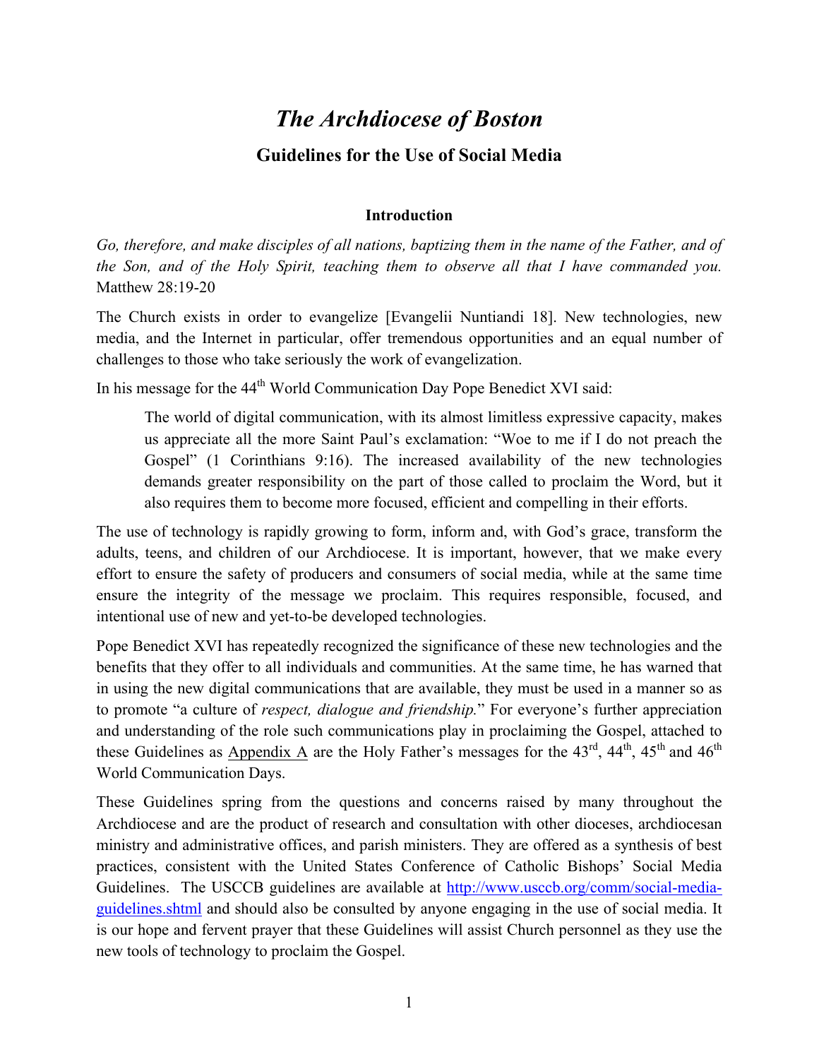# *The Archdiocese of Boston*

## Guidelines for the Use of Social Media

### Introduction

*Go, therefore, and make disciples of all nations, baptizing them in the name of the Father, and of the Son, and of the Holy Spirit, teaching them to observe all that I have commanded you.* Matthew 28:19-20

The Church exists in order to evangelize [Evangelii Nuntiandi 18]. New technologies, new media, and the Internet in particular, offer tremendous opportunities and an equal number of challenges to those who take seriously the work of evangelization.

In his message for the 44th World Communication Day Pope Benedict XVI said:

> The world of digital communication, with its almost limitless expressive capacity, makes us appreciate all the more Saint Paul's exclamation: "Woe to me if I do not preach the Gospel" (1 Corinthians 9:16). The increased availability of the new technologies demands greater responsibility on the part of those called to proclaim the Word, but it also requires them to become more focused, efficient and compelling in their efforts.

The use of technology is rapidly growing to form, inform and, with God's grace, transform the adults, teens, and children of our Archdiocese. It is important, however, that we make every effort to ensure the safety of producers and consumers of social media, while at the same time ensure the integrity of the message we proclaim. This requires responsible, focused, and intentional use of new and yet-to-be developed technologies.

Pope Benedict XVI has repeatedly recognized the significance of these new technologies and the benefits that they offer to all individuals and communities. At the same time, he has warned that in using the new digital communications that are available, they must be used in a manner so as to promote "a culture of *respect, dialogue and friendship.*" For everyone's further appreciation and understanding of the role such communications play in proclaiming the Gospel, attached to these Guidelines as Appendix A are the Holy Father's messages for the 43rd, 44th, 45th and 46th World Communication Days.

These Guidelines spring from the questions and concerns raised by many throughout the Archdiocese and are the product of research and consultation with other dioceses, archdiocesan ministry and administrative offices, and parish ministers. They are offered as a synthesis of best practices, consistent with the United States Conference of Catholic Bishops' Social Media Guidelines. The USCCB guidelines are available at http://www.usccb.org/comm/social-media-guidelines.shtml and should also be consulted by anyone engaging in the use of social media. It is our hope and fervent prayer that these Guidelines will assist Church personnel as they use the new tools of technology to proclaim the Gospel.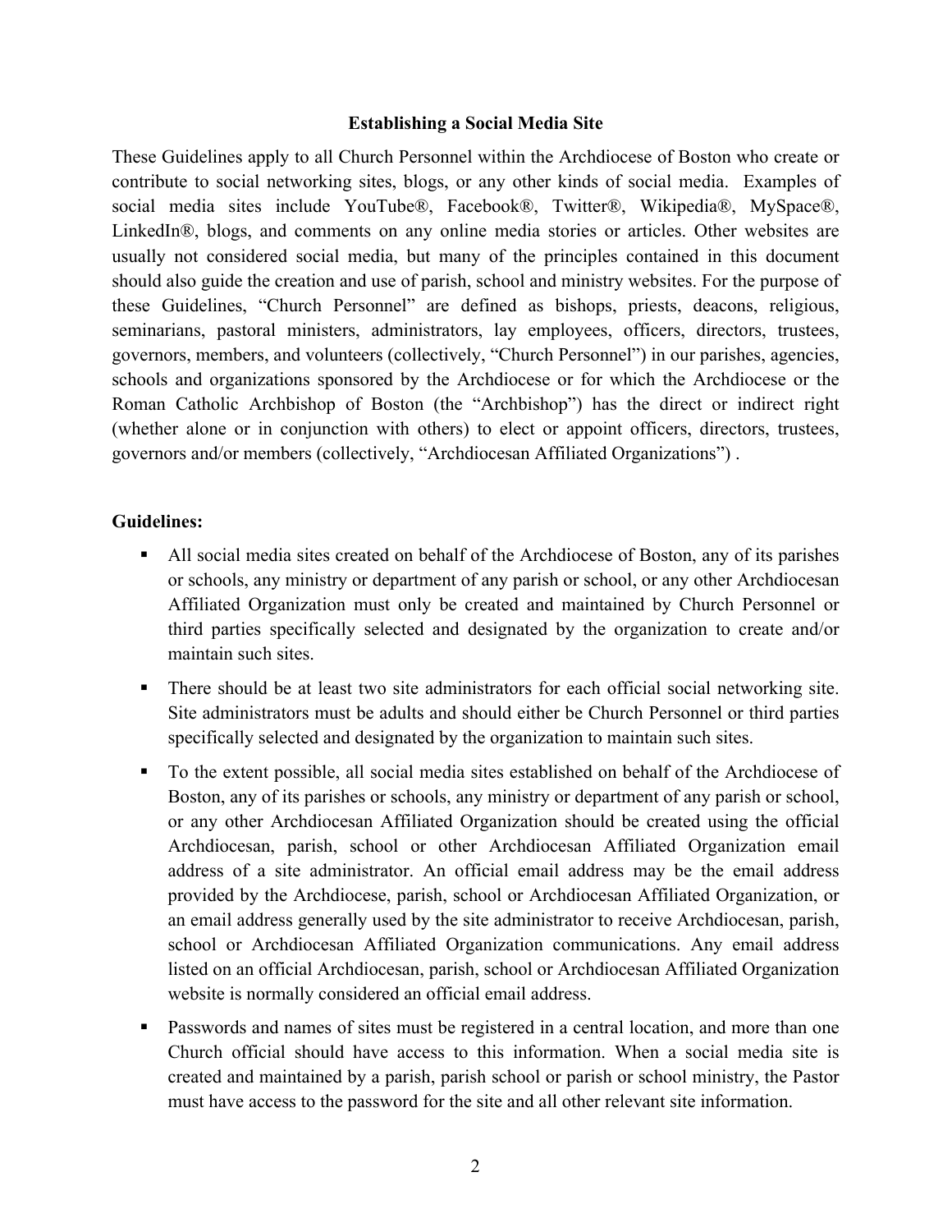## Establishing a Social Media Site

These Guidelines apply to all Church Personnel within the Archdiocese of Boston who create or contribute to social networking sites, blogs, or any other kinds of social media. Examples of social media sites include YouTube®, Facebook®, Twitter®, Wikipedia®, MySpace®, LinkedIn®, blogs, and comments on any online media stories or articles. Other websites are usually not considered social media, but many of the principles contained in this document should also guide the creation and use of parish, school and ministry websites. For the purpose of these Guidelines, "Church Personnel" are defined as bishops, priests, deacons, religious, seminarians, pastoral ministers, administrators, lay employees, officers, directors, trustees, governors, members, and volunteers (collectively, "Church Personnel") in our parishes, agencies, schools and organizations sponsored by the Archdiocese or for which the Archdiocese or the Roman Catholic Archbishop of Boston (the "Archbishop") has the direct or indirect right (whether alone or in conjunction with others) to elect or appoint officers, directors, trustees, governors and/or members (collectively, "Archdiocesan Affiliated Organizations") .

**Guidelines:**

- All social media sites created on behalf of the Archdiocese of Boston, any of its parishes or schools, any ministry or department of any parish or school, or any other Archdiocesan Affiliated Organization must only be created and maintained by Church Personnel or third parties specifically selected and designated by the organization to create and/or maintain such sites.
- There should be at least two site administrators for each official social networking site. Site administrators must be adults and should either be Church Personnel or third parties specifically selected and designated by the organization to maintain such sites.
- To the extent possible, all social media sites established on behalf of the Archdiocese of Boston, any of its parishes or schools, any ministry or department of any parish or school, or any other Archdiocesan Affiliated Organization should be created using the official Archdiocesan, parish, school or other Archdiocesan Affiliated Organization email address of a site administrator. An official email address may be the email address provided by the Archdiocese, parish, school or Archdiocesan Affiliated Organization, or an email address generally used by the site administrator to receive Archdiocesan, parish, school or Archdiocesan Affiliated Organization communications. Any email address listed on an official Archdiocesan, parish, school or Archdiocesan Affiliated Organization website is normally considered an official email address.
- Passwords and names of sites must be registered in a central location, and more than one Church official should have access to this information. When a social media site is created and maintained by a parish, parish school or parish or school ministry, the Pastor must have access to the password for the site and all other relevant site information.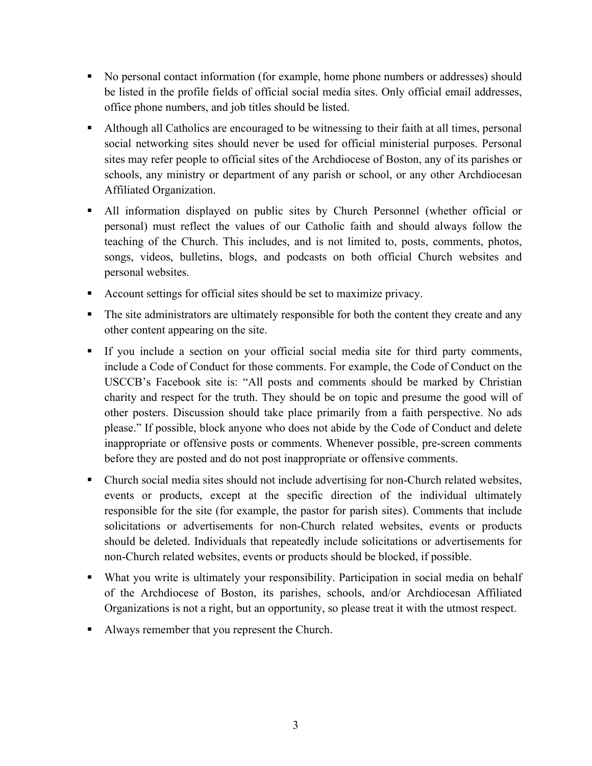- No personal contact information (for example, home phone numbers or addresses) should be listed in the profile fields of official social media sites. Only official email addresses, office phone numbers, and job titles should be listed.
- Although all Catholics are encouraged to be witnessing to their faith at all times, personal social networking sites should never be used for official ministerial purposes. Personal sites may refer people to official sites of the Archdiocese of Boston, any of its parishes or schools, any ministry or department of any parish or school, or any other Archdiocesan Affiliated Organization.
- All information displayed on public sites by Church Personnel (whether official or personal) must reflect the values of our Catholic faith and should always follow the teaching of the Church. This includes, and is not limited to, posts, comments, photos, songs, videos, bulletins, blogs, and podcasts on both official Church websites and personal websites.
- Account settings for official sites should be set to maximize privacy.
- The site administrators are ultimately responsible for both the content they create and any other content appearing on the site.
- If you include a section on your official social media site for third party comments, include a Code of Conduct for those comments. For example, the Code of Conduct on the USCCB's Facebook site is: "All posts and comments should be marked by Christian charity and respect for the truth. They should be on topic and presume the good will of other posters. Discussion should take place primarily from a faith perspective. No ads please." If possible, block anyone who does not abide by the Code of Conduct and delete inappropriate or offensive posts or comments. Whenever possible, pre-screen comments before they are posted and do not post inappropriate or offensive comments.
- Church social media sites should not include advertising for non-Church related websites, events or products, except at the specific direction of the individual ultimately responsible for the site (for example, the pastor for parish sites). Comments that include solicitations or advertisements for non-Church related websites, events or products should be deleted. Individuals that repeatedly include solicitations or advertisements for non-Church related websites, events or products should be blocked, if possible.
- What you write is ultimately your responsibility. Participation in social media on behalf of the Archdiocese of Boston, its parishes, schools, and/or Archdiocesan Affiliated Organizations is not a right, but an opportunity, so please treat it with the utmost respect.
- Always remember that you represent the Church.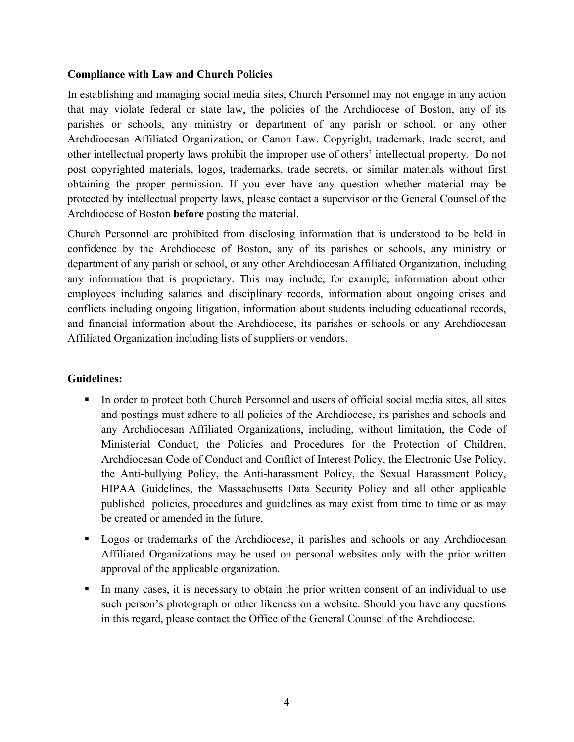**Compliance with Law and Church Policies**

In establishing and managing social media sites, Church Personnel may not engage in any action that may violate federal or state law, the policies of the Archdiocese of Boston, any of its parishes or schools, any ministry or department of any parish or school, or any other Archdiocesan Affiliated Organization, or Canon Law. Copyright, trademark, trade secret, and other intellectual property laws prohibit the improper use of others' intellectual property. Do not post copyrighted materials, logos, trademarks, trade secrets, or similar materials without first obtaining the proper permission. If you ever have any question whether material may be protected by intellectual property laws, please contact a supervisor or the General Counsel of the Archdiocese of Boston **before** posting the material.

Church Personnel are prohibited from disclosing information that is understood to be held in confidence by the Archdiocese of Boston, any of its parishes or schools, any ministry or department of any parish or school, or any other Archdiocesan Affiliated Organization, including any information that is proprietary. This may include, for example, information about other employees including salaries and disciplinary records, information about ongoing crises and conflicts including ongoing litigation, information about students including educational records, and financial information about the Archdiocese, its parishes or schools or any Archdiocesan Affiliated Organization including lists of suppliers or vendors.

**Guidelines:**

- In order to protect both Church Personnel and users of official social media sites, all sites and postings must adhere to all policies of the Archdiocese, its parishes and schools and any Archdiocesan Affiliated Organizations, including, without limitation, the Code of Ministerial Conduct, the Policies and Procedures for the Protection of Children, Archdiocesan Code of Conduct and Conflict of Interest Policy, the Electronic Use Policy, the Anti-bullying Policy, the Anti-harassment Policy, the Sexual Harassment Policy, HIPAA Guidelines, the Massachusetts Data Security Policy and all other applicable published policies, procedures and guidelines as may exist from time to time or as may be created or amended in the future.
- Logos or trademarks of the Archdiocese, it parishes and schools or any Archdiocesan Affiliated Organizations may be used on personal websites only with the prior written approval of the applicable organization.
- In many cases, it is necessary to obtain the prior written consent of an individual to use such person's photograph or other likeness on a website. Should you have any questions in this regard, please contact the Office of the General Counsel of the Archdiocese.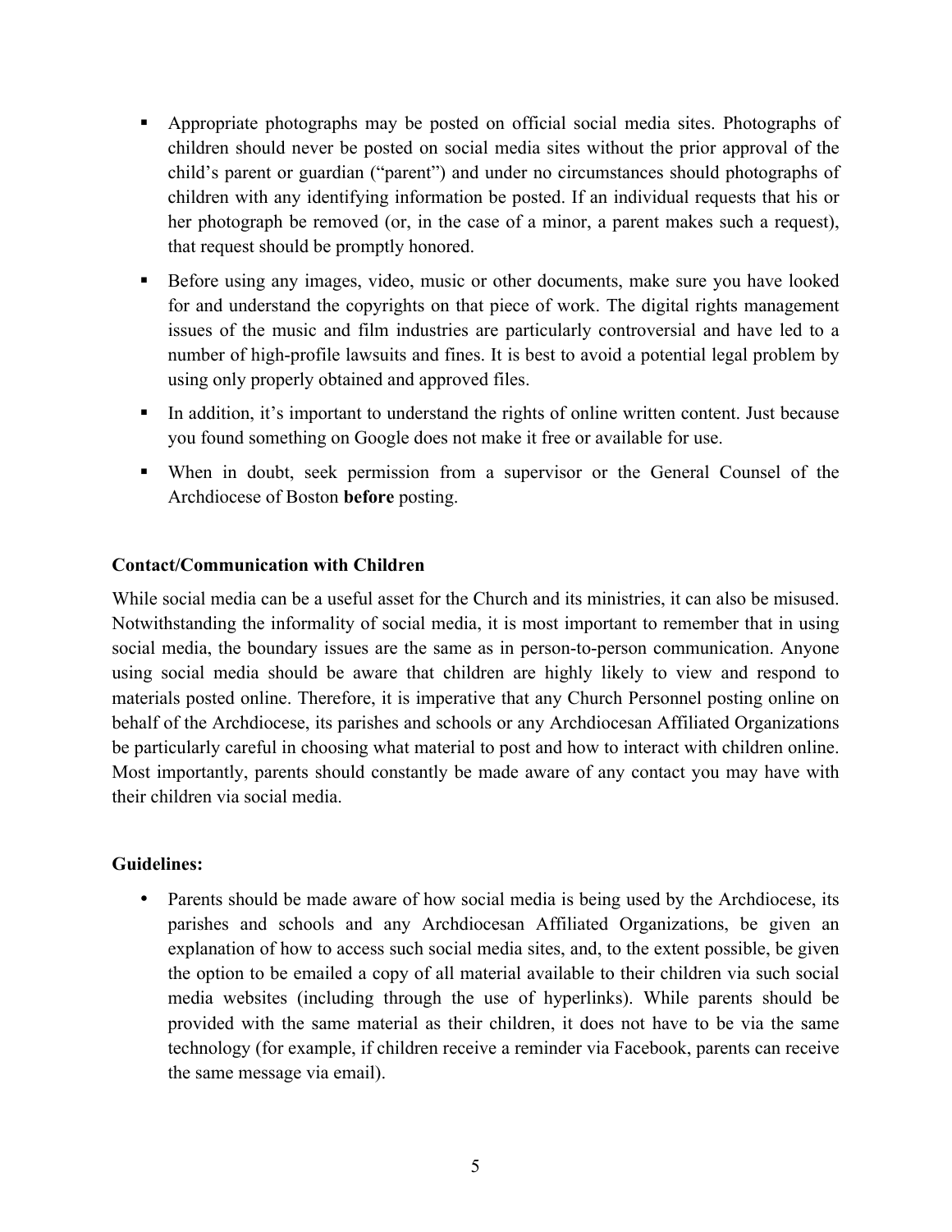- Appropriate photographs may be posted on official social media sites. Photographs of children should never be posted on social media sites without the prior approval of the child's parent or guardian ("parent") and under no circumstances should photographs of children with any identifying information be posted. If an individual requests that his or her photograph be removed (or, in the case of a minor, a parent makes such a request), that request should be promptly honored.
- Before using any images, video, music or other documents, make sure you have looked for and understand the copyrights on that piece of work. The digital rights management issues of the music and film industries are particularly controversial and have led to a number of high-profile lawsuits and fines. It is best to avoid a potential legal problem by using only properly obtained and approved files.
- In addition, it's important to understand the rights of online written content. Just because you found something on Google does not make it free or available for use.
- When in doubt, seek permission from a supervisor or the General Counsel of the Archdiocese of Boston **before** posting.

**Contact/Communication with Children**

While social media can be a useful asset for the Church and its ministries, it can also be misused. Notwithstanding the informality of social media, it is most important to remember that in using social media, the boundary issues are the same as in person-to-person communication. Anyone using social media should be aware that children are highly likely to view and respond to materials posted online. Therefore, it is imperative that any Church Personnel posting online on behalf of the Archdiocese, its parishes and schools or any Archdiocesan Affiliated Organizations be particularly careful in choosing what material to post and how to interact with children online. Most importantly, parents should constantly be made aware of any contact you may have with their children via social media.

**Guidelines:**

- Parents should be made aware of how social media is being used by the Archdiocese, its parishes and schools and any Archdiocesan Affiliated Organizations, be given an explanation of how to access such social media sites, and, to the extent possible, be given the option to be emailed a copy of all material available to their children via such social media websites (including through the use of hyperlinks). While parents should be provided with the same material as their children, it does not have to be via the same technology (for example, if children receive a reminder via Facebook, parents can receive the same message via email).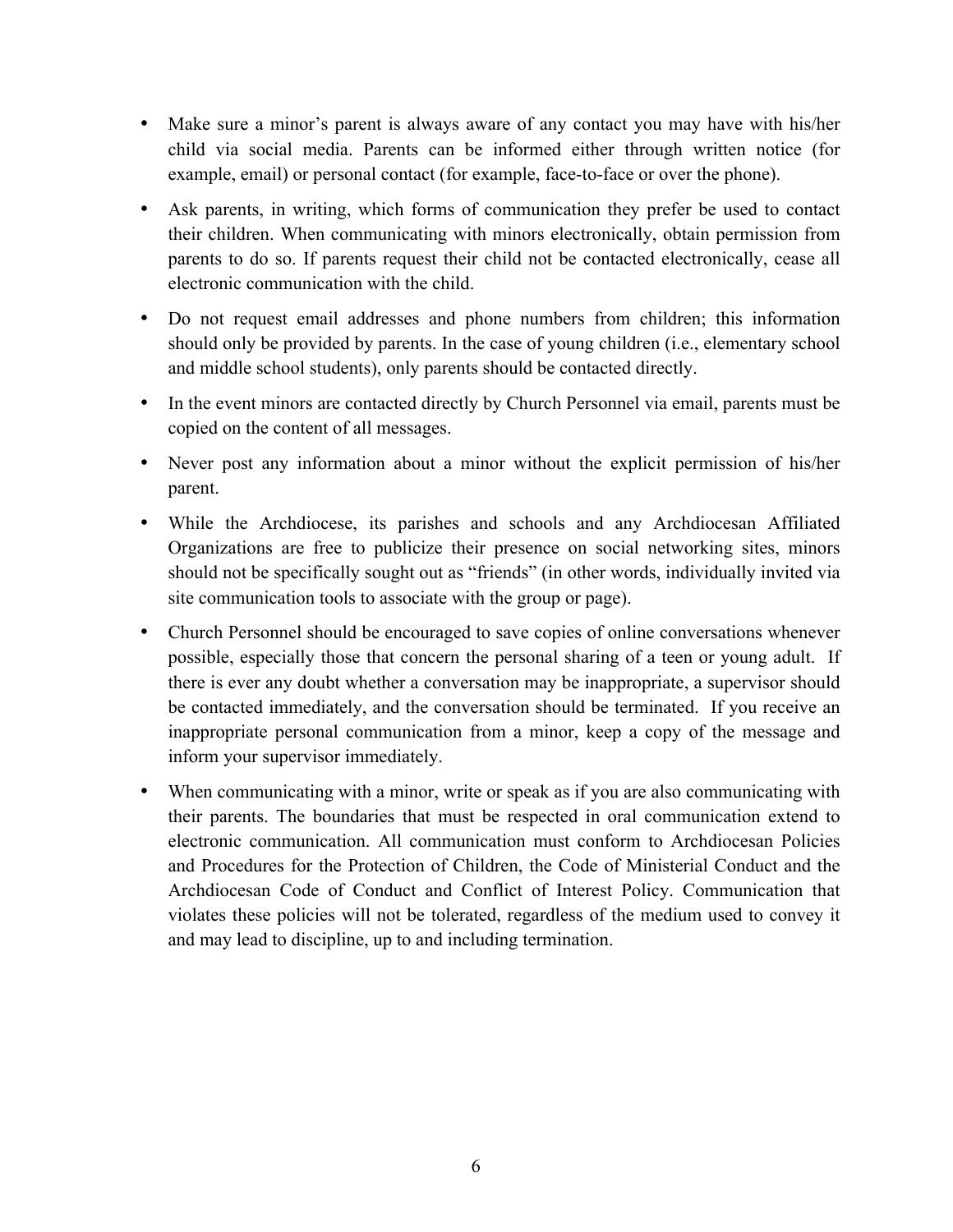- Make sure a minor's parent is always aware of any contact you may have with his/her child via social media. Parents can be informed either through written notice (for example, email) or personal contact (for example, face-to-face or over the phone).
- Ask parents, in writing, which forms of communication they prefer be used to contact their children. When communicating with minors electronically, obtain permission from parents to do so. If parents request their child not be contacted electronically, cease all electronic communication with the child.
- Do not request email addresses and phone numbers from children; this information should only be provided by parents. In the case of young children (i.e., elementary school and middle school students), only parents should be contacted directly.
- In the event minors are contacted directly by Church Personnel via email, parents must be copied on the content of all messages.
- Never post any information about a minor without the explicit permission of his/her parent.
- While the Archdiocese, its parishes and schools and any Archdiocesan Affiliated Organizations are free to publicize their presence on social networking sites, minors should not be specifically sought out as "friends" (in other words, individually invited via site communication tools to associate with the group or page).
- Church Personnel should be encouraged to save copies of online conversations whenever possible, especially those that concern the personal sharing of a teen or young adult. If there is ever any doubt whether a conversation may be inappropriate, a supervisor should be contacted immediately, and the conversation should be terminated. If you receive an inappropriate personal communication from a minor, keep a copy of the message and inform your supervisor immediately.
- When communicating with a minor, write or speak as if you are also communicating with their parents. The boundaries that must be respected in oral communication extend to electronic communication. All communication must conform to Archdiocesan Policies and Procedures for the Protection of Children, the Code of Ministerial Conduct and the Archdiocesan Code of Conduct and Conflict of Interest Policy. Communication that violates these policies will not be tolerated, regardless of the medium used to convey it and may lead to discipline, up to and including termination.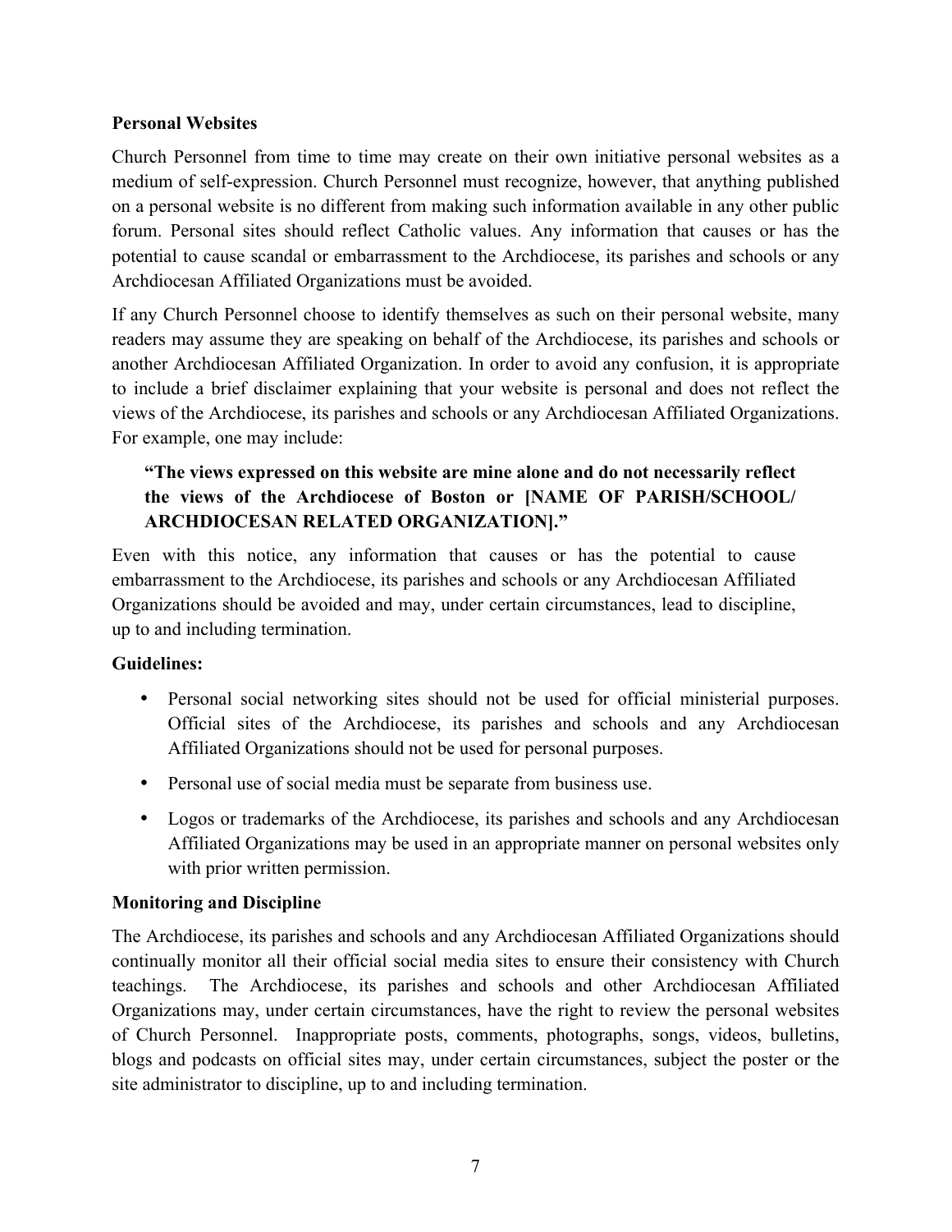**Personal Websites**

Church Personnel from time to time may create on their own initiative personal websites as a medium of self-expression. Church Personnel must recognize, however, that anything published on a personal website is no different from making such information available in any other public forum. Personal sites should reflect Catholic values. Any information that causes or has the potential to cause scandal or embarrassment to the Archdiocese, its parishes and schools or any Archdiocesan Affiliated Organizations must be avoided.

If any Church Personnel choose to identify themselves as such on their personal website, many readers may assume they are speaking on behalf of the Archdiocese, its parishes and schools or another Archdiocesan Affiliated Organization. In order to avoid any confusion, it is appropriate to include a brief disclaimer explaining that your website is personal and does not reflect the views of the Archdiocese, its parishes and schools or any Archdiocesan Affiliated Organizations. For example, one may include:

> **"The views expressed on this website are mine alone and do not necessarily reflect the views of the Archdiocese of Boston or [NAME OF PARISH/SCHOOL/ ARCHDIOCESAN RELATED ORGANIZATION]."**

Even with this notice, any information that causes or has the potential to cause embarrassment to the Archdiocese, its parishes and schools or any Archdiocesan Affiliated Organizations should be avoided and may, under certain circumstances, lead to discipline, up to and including termination.

**Guidelines:**

- Personal social networking sites should not be used for official ministerial purposes. Official sites of the Archdiocese, its parishes and schools and any Archdiocesan Affiliated Organizations should not be used for personal purposes.
- Personal use of social media must be separate from business use.
- Logos or trademarks of the Archdiocese, its parishes and schools and any Archdiocesan Affiliated Organizations may be used in an appropriate manner on personal websites only with prior written permission.

**Monitoring and Discipline**

The Archdiocese, its parishes and schools and any Archdiocesan Affiliated Organizations should continually monitor all their official social media sites to ensure their consistency with Church teachings. The Archdiocese, its parishes and schools and other Archdiocesan Affiliated Organizations may, under certain circumstances, have the right to review the personal websites of Church Personnel. Inappropriate posts, comments, photographs, songs, videos, bulletins, blogs and podcasts on official sites may, under certain circumstances, subject the poster or the site administrator to discipline, up to and including termination.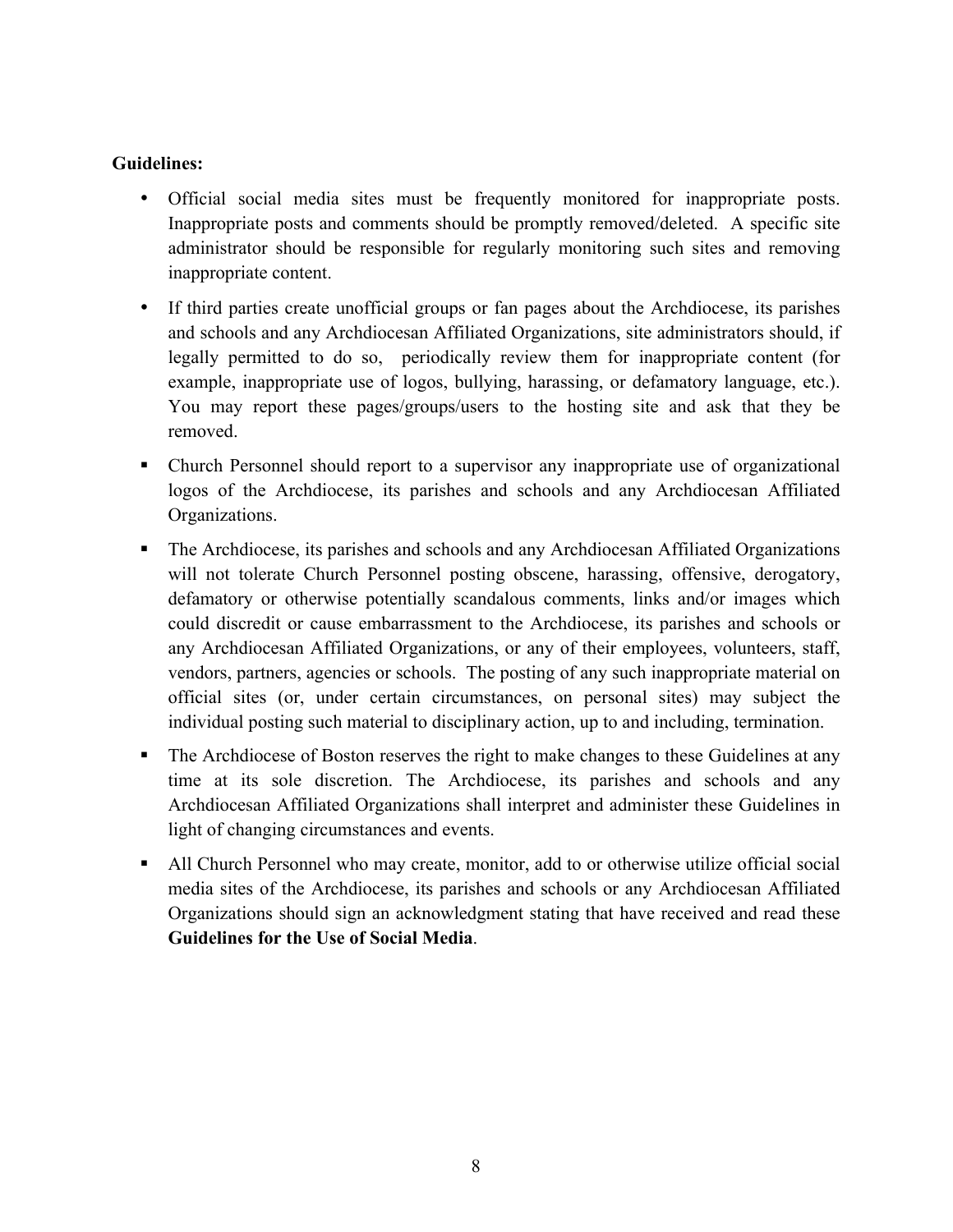**Guidelines:**

- Official social media sites must be frequently monitored for inappropriate posts. Inappropriate posts and comments should be promptly removed/deleted. A specific site administrator should be responsible for regularly monitoring such sites and removing inappropriate content.
- If third parties create unofficial groups or fan pages about the Archdiocese, its parishes and schools and any Archdiocesan Affiliated Organizations, site administrators should, if legally permitted to do so, periodically review them for inappropriate content (for example, inappropriate use of logos, bullying, harassing, or defamatory language, etc.). You may report these pages/groups/users to the hosting site and ask that they be removed.
- Church Personnel should report to a supervisor any inappropriate use of organizational logos of the Archdiocese, its parishes and schools and any Archdiocesan Affiliated Organizations.
- The Archdiocese, its parishes and schools and any Archdiocesan Affiliated Organizations will not tolerate Church Personnel posting obscene, harassing, offensive, derogatory, defamatory or otherwise potentially scandalous comments, links and/or images which could discredit or cause embarrassment to the Archdiocese, its parishes and schools or any Archdiocesan Affiliated Organizations, or any of their employees, volunteers, staff, vendors, partners, agencies or schools. The posting of any such inappropriate material on official sites (or, under certain circumstances, on personal sites) may subject the individual posting such material to disciplinary action, up to and including, termination.
- The Archdiocese of Boston reserves the right to make changes to these Guidelines at any time at its sole discretion. The Archdiocese, its parishes and schools and any Archdiocesan Affiliated Organizations shall interpret and administer these Guidelines in light of changing circumstances and events.
- All Church Personnel who may create, monitor, add to or otherwise utilize official social media sites of the Archdiocese, its parishes and schools or any Archdiocesan Affiliated Organizations should sign an acknowledgment stating that have received and read these **Guidelines for the Use of Social Media**.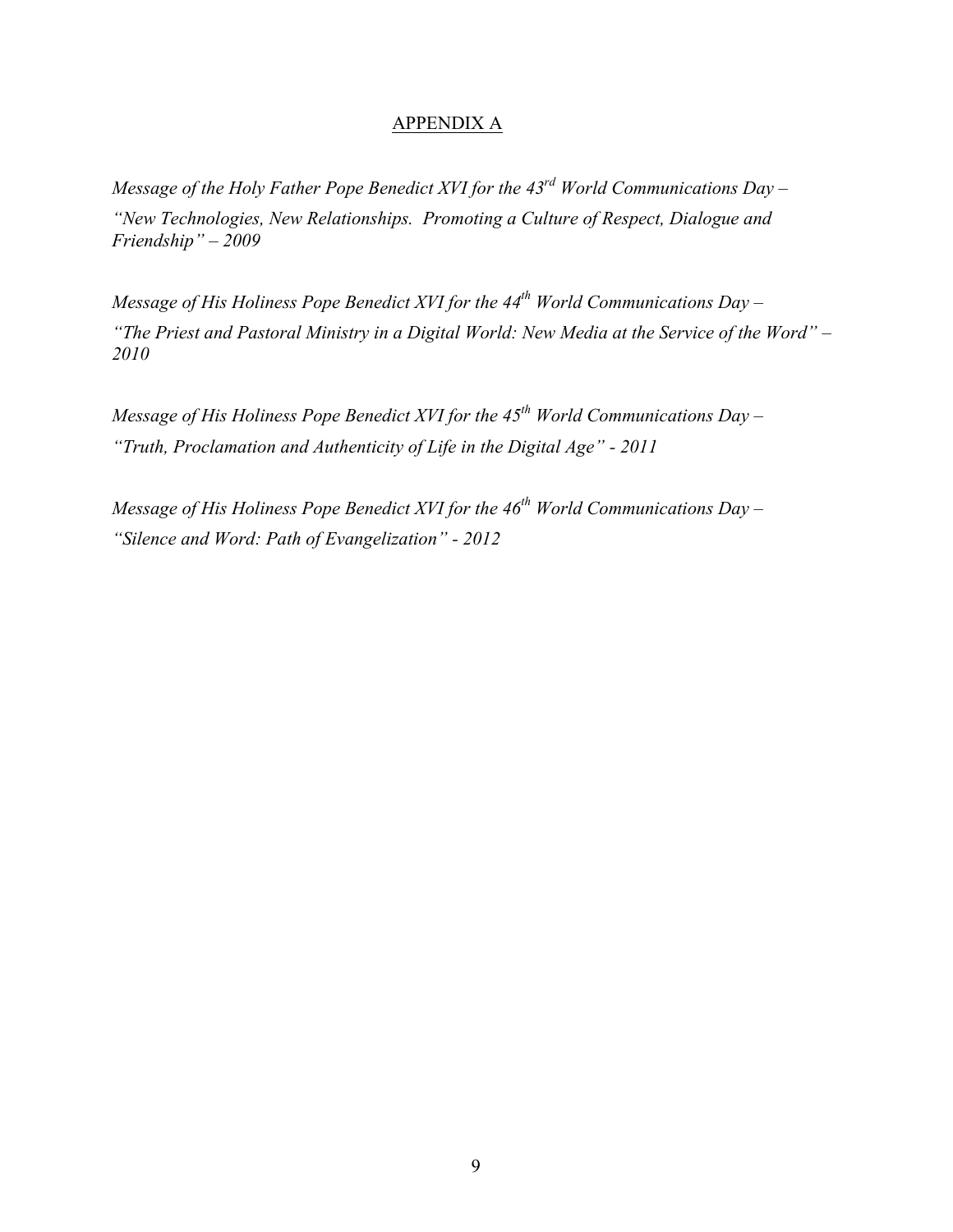## APPENDIX A

*Message of the Holy Father Pope Benedict XVI for the 43rd World Communications Day – "New Technologies, New Relationships. Promoting a Culture of Respect, Dialogue and Friendship" – 2009*

*Message of His Holiness Pope Benedict XVI for the 44th World Communications Day – "The Priest and Pastoral Ministry in a Digital World: New Media at the Service of the Word" – 2010*

*Message of His Holiness Pope Benedict XVI for the 45th World Communications Day – "Truth, Proclamation and Authenticity of Life in the Digital Age" - 2011*

*Message of His Holiness Pope Benedict XVI for the 46th World Communications Day – "Silence and Word: Path of Evangelization" - 2012*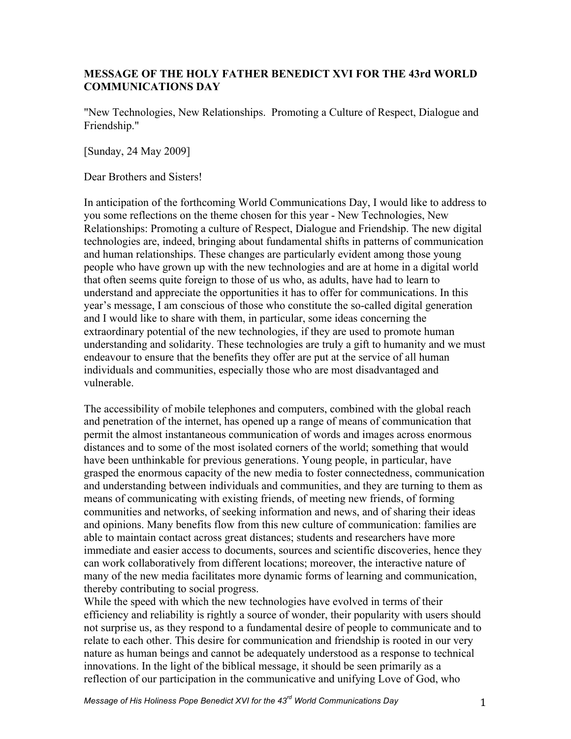**MESSAGE OF THE HOLY FATHER BENEDICT XVI FOR THE 43rd WORLD COMMUNICATIONS DAY**

"New Technologies, New Relationships. Promoting a Culture of Respect, Dialogue and Friendship."

[Sunday, 24 May 2009]

Dear Brothers and Sisters!

In anticipation of the forthcoming World Communications Day, I would like to address to you some reflections on the theme chosen for this year - New Technologies, New Relationships: Promoting a culture of Respect, Dialogue and Friendship. The new digital technologies are, indeed, bringing about fundamental shifts in patterns of communication and human relationships. These changes are particularly evident among those young people who have grown up with the new technologies and are at home in a digital world that often seems quite foreign to those of us who, as adults, have had to learn to understand and appreciate the opportunities it has to offer for communications. In this year's message, I am conscious of those who constitute the so-called digital generation and I would like to share with them, in particular, some ideas concerning the extraordinary potential of the new technologies, if they are used to promote human understanding and solidarity. These technologies are truly a gift to humanity and we must endeavour to ensure that the benefits they offer are put at the service of all human individuals and communities, especially those who are most disadvantaged and vulnerable.

The accessibility of mobile telephones and computers, combined with the global reach and penetration of the internet, has opened up a range of means of communication that permit the almost instantaneous communication of words and images across enormous distances and to some of the most isolated corners of the world; something that would have been unthinkable for previous generations. Young people, in particular, have grasped the enormous capacity of the new media to foster connectedness, communication and understanding between individuals and communities, and they are turning to them as means of communicating with existing friends, of meeting new friends, of forming communities and networks, of seeking information and news, and of sharing their ideas and opinions. Many benefits flow from this new culture of communication: families are able to maintain contact across great distances; students and researchers have more immediate and easier access to documents, sources and scientific discoveries, hence they can work collaboratively from different locations; moreover, the interactive nature of many of the new media facilitates more dynamic forms of learning and communication, thereby contributing to social progress.

While the speed with which the new technologies have evolved in terms of their efficiency and reliability is rightly a source of wonder, their popularity with users should not surprise us, as they respond to a fundamental desire of people to communicate and to relate to each other. This desire for communication and friendship is rooted in our very nature as human beings and cannot be adequately understood as a response to technical innovations. In the light of the biblical message, it should be seen primarily as a reflection of our participation in the communicative and unifying Love of God, who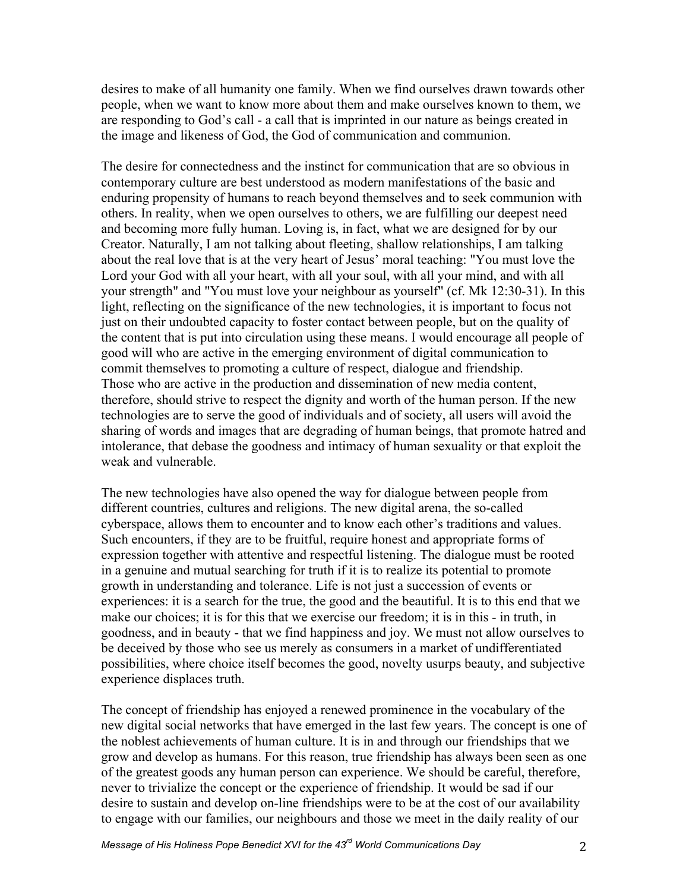desires to make of all humanity one family. When we find ourselves drawn towards other people, when we want to know more about them and make ourselves known to them, we are responding to God's call - a call that is imprinted in our nature as beings created in the image and likeness of God, the God of communication and communion.

The desire for connectedness and the instinct for communication that are so obvious in contemporary culture are best understood as modern manifestations of the basic and enduring propensity of humans to reach beyond themselves and to seek communion with others. In reality, when we open ourselves to others, we are fulfilling our deepest need and becoming more fully human. Loving is, in fact, what we are designed for by our Creator. Naturally, I am not talking about fleeting, shallow relationships, I am talking about the real love that is at the very heart of Jesus' moral teaching: "You must love the Lord your God with all your heart, with all your soul, with all your mind, and with all your strength" and "You must love your neighbour as yourself" (cf. Mk 12:30-31). In this light, reflecting on the significance of the new technologies, it is important to focus not just on their undoubted capacity to foster contact between people, but on the quality of the content that is put into circulation using these means. I would encourage all people of good will who are active in the emerging environment of digital communication to commit themselves to promoting a culture of respect, dialogue and friendship.
Those who are active in the production and dissemination of new media content, therefore, should strive to respect the dignity and worth of the human person. If the new technologies are to serve the good of individuals and of society, all users will avoid the sharing of words and images that are degrading of human beings, that promote hatred and intolerance, that debase the goodness and intimacy of human sexuality or that exploit the weak and vulnerable.

The new technologies have also opened the way for dialogue between people from different countries, cultures and religions. The new digital arena, the so-called cyberspace, allows them to encounter and to know each other's traditions and values. Such encounters, if they are to be fruitful, require honest and appropriate forms of expression together with attentive and respectful listening. The dialogue must be rooted in a genuine and mutual searching for truth if it is to realize its potential to promote growth in understanding and tolerance. Life is not just a succession of events or experiences: it is a search for the true, the good and the beautiful. It is to this end that we make our choices; it is for this that we exercise our freedom; it is in this - in truth, in goodness, and in beauty - that we find happiness and joy. We must not allow ourselves to be deceived by those who see us merely as consumers in a market of undifferentiated possibilities, where choice itself becomes the good, novelty usurps beauty, and subjective experience displaces truth.

The concept of friendship has enjoyed a renewed prominence in the vocabulary of the new digital social networks that have emerged in the last few years. The concept is one of the noblest achievements of human culture. It is in and through our friendships that we grow and develop as humans. For this reason, true friendship has always been seen as one of the greatest goods any human person can experience. We should be careful, therefore, never to trivialize the concept or the experience of friendship. It would be sad if our desire to sustain and develop on-line friendships were to be at the cost of our availability to engage with our families, our neighbours and those we meet in the daily reality of our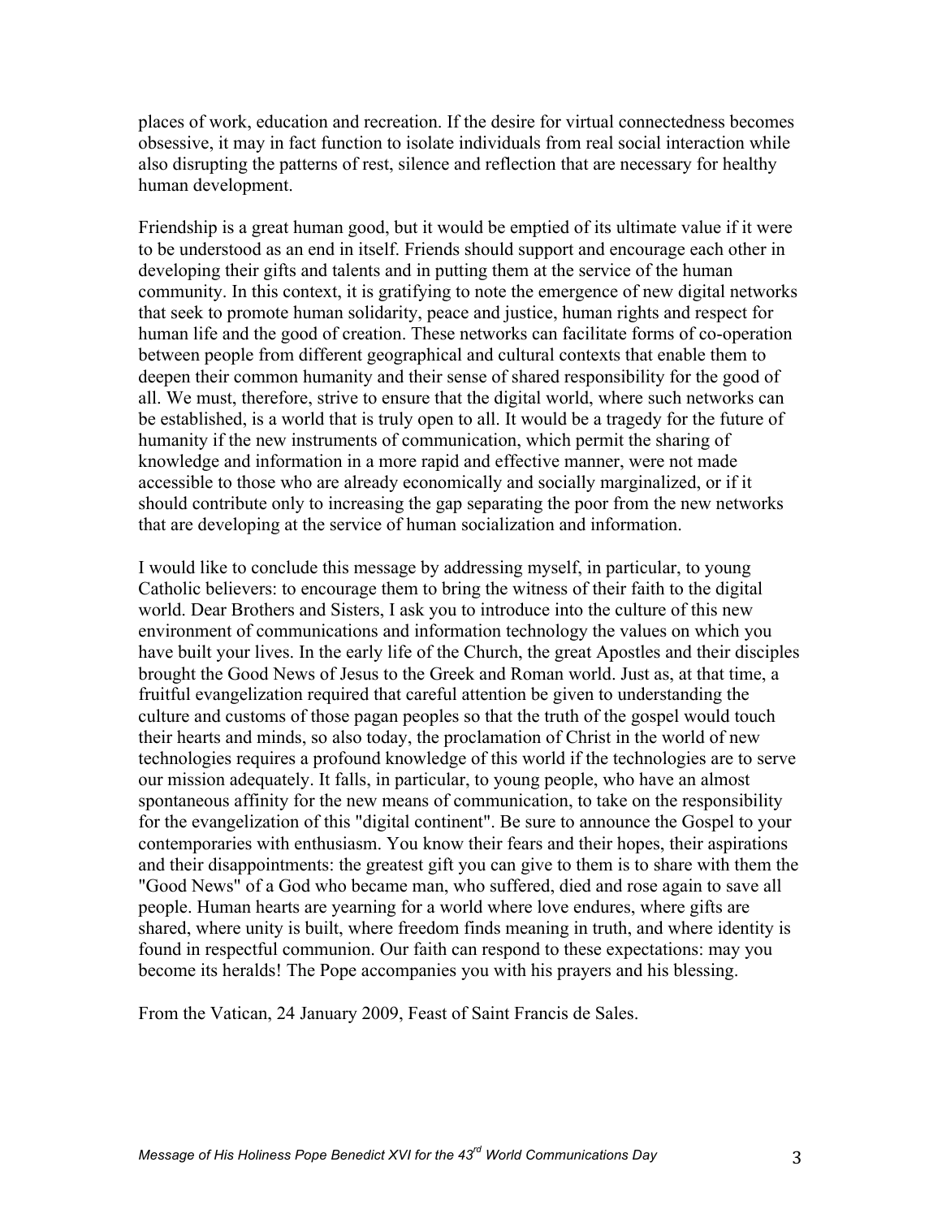places of work, education and recreation. If the desire for virtual connectedness becomes obsessive, it may in fact function to isolate individuals from real social interaction while also disrupting the patterns of rest, silence and reflection that are necessary for healthy human development.

Friendship is a great human good, but it would be emptied of its ultimate value if it were to be understood as an end in itself. Friends should support and encourage each other in developing their gifts and talents and in putting them at the service of the human community. In this context, it is gratifying to note the emergence of new digital networks that seek to promote human solidarity, peace and justice, human rights and respect for human life and the good of creation. These networks can facilitate forms of co-operation between people from different geographical and cultural contexts that enable them to deepen their common humanity and their sense of shared responsibility for the good of all. We must, therefore, strive to ensure that the digital world, where such networks can be established, is a world that is truly open to all. It would be a tragedy for the future of humanity if the new instruments of communication, which permit the sharing of knowledge and information in a more rapid and effective manner, were not made accessible to those who are already economically and socially marginalized, or if it should contribute only to increasing the gap separating the poor from the new networks that are developing at the service of human socialization and information.

I would like to conclude this message by addressing myself, in particular, to young Catholic believers: to encourage them to bring the witness of their faith to the digital world. Dear Brothers and Sisters, I ask you to introduce into the culture of this new environment of communications and information technology the values on which you have built your lives. In the early life of the Church, the great Apostles and their disciples brought the Good News of Jesus to the Greek and Roman world. Just as, at that time, a fruitful evangelization required that careful attention be given to understanding the culture and customs of those pagan peoples so that the truth of the gospel would touch their hearts and minds, so also today, the proclamation of Christ in the world of new technologies requires a profound knowledge of this world if the technologies are to serve our mission adequately. It falls, in particular, to young people, who have an almost spontaneous affinity for the new means of communication, to take on the responsibility for the evangelization of this "digital continent". Be sure to announce the Gospel to your contemporaries with enthusiasm. You know their fears and their hopes, their aspirations and their disappointments: the greatest gift you can give to them is to share with them the "Good News" of a God who became man, who suffered, died and rose again to save all people. Human hearts are yearning for a world where love endures, where gifts are shared, where unity is built, where freedom finds meaning in truth, and where identity is found in respectful communion. Our faith can respond to these expectations: may you become its heralds! The Pope accompanies you with his prayers and his blessing.

From the Vatican, 24 January 2009, Feast of Saint Francis de Sales.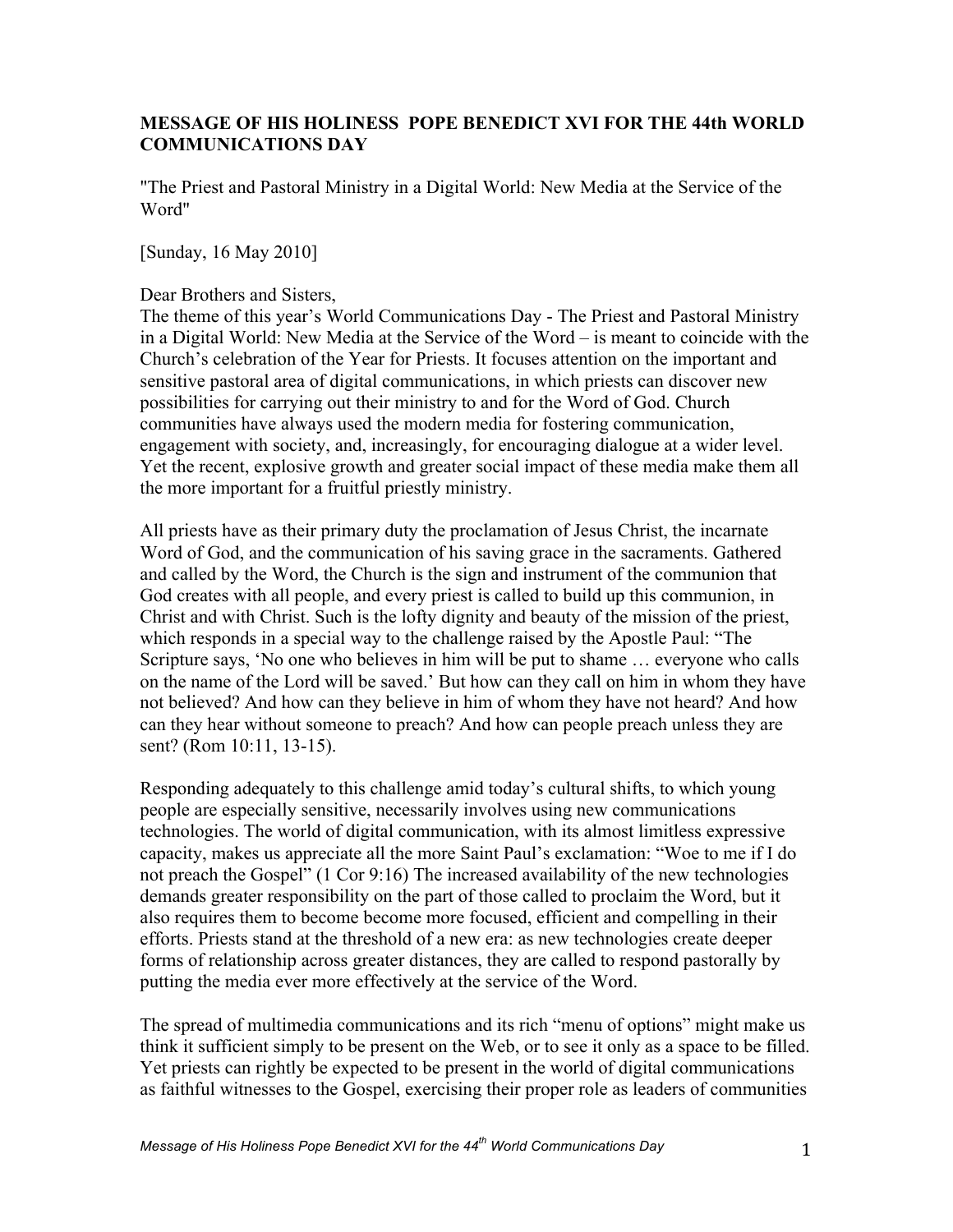**MESSAGE OF HIS HOLINESS POPE BENEDICT XVI FOR THE 44th WORLD COMMUNICATIONS DAY**

"The Priest and Pastoral Ministry in a Digital World: New Media at the Service of the Word"

[Sunday, 16 May 2010]

Dear Brothers and Sisters,
The theme of this year's World Communications Day - The Priest and Pastoral Ministry in a Digital World: New Media at the Service of the Word – is meant to coincide with the Church's celebration of the Year for Priests. It focuses attention on the important and sensitive pastoral area of digital communications, in which priests can discover new possibilities for carrying out their ministry to and for the Word of God. Church communities have always used the modern media for fostering communication, engagement with society, and, increasingly, for encouraging dialogue at a wider level. Yet the recent, explosive growth and greater social impact of these media make them all the more important for a fruitful priestly ministry.

All priests have as their primary duty the proclamation of Jesus Christ, the incarnate Word of God, and the communication of his saving grace in the sacraments. Gathered and called by the Word, the Church is the sign and instrument of the communion that God creates with all people, and every priest is called to build up this communion, in Christ and with Christ. Such is the lofty dignity and beauty of the mission of the priest, which responds in a special way to the challenge raised by the Apostle Paul: "The Scripture says, 'No one who believes in him will be put to shame … everyone who calls on the name of the Lord will be saved.' But how can they call on him in whom they have not believed? And how can they believe in him of whom they have not heard? And how can they hear without someone to preach? And how can people preach unless they are sent? (Rom 10:11, 13-15).

Responding adequately to this challenge amid today's cultural shifts, to which young people are especially sensitive, necessarily involves using new communications technologies. The world of digital communication, with its almost limitless expressive capacity, makes us appreciate all the more Saint Paul's exclamation: "Woe to me if I do not preach the Gospel" (1 Cor 9:16) The increased availability of the new technologies demands greater responsibility on the part of those called to proclaim the Word, but it also requires them to become become more focused, efficient and compelling in their efforts. Priests stand at the threshold of a new era: as new technologies create deeper forms of relationship across greater distances, they are called to respond pastorally by putting the media ever more effectively at the service of the Word.

The spread of multimedia communications and its rich "menu of options" might make us think it sufficient simply to be present on the Web, or to see it only as a space to be filled. Yet priests can rightly be expected to be present in the world of digital communications as faithful witnesses to the Gospel, exercising their proper role as leaders of communities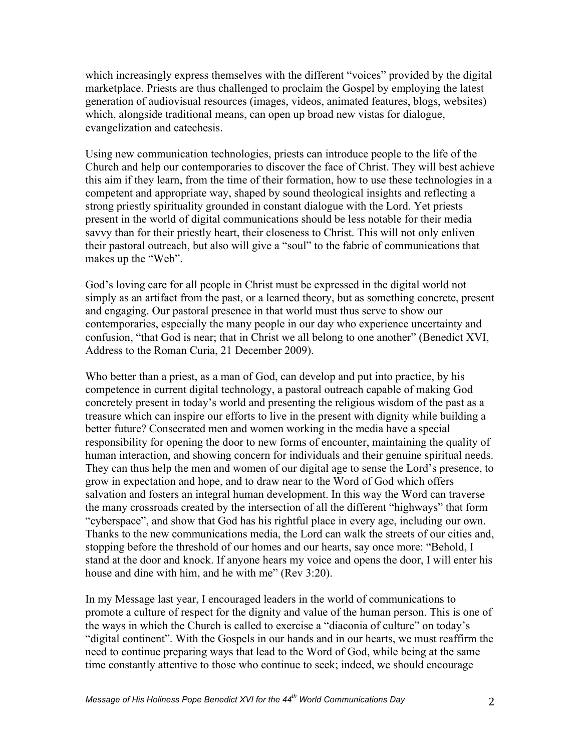which increasingly express themselves with the different "voices" provided by the digital marketplace. Priests are thus challenged to proclaim the Gospel by employing the latest generation of audiovisual resources (images, videos, animated features, blogs, websites) which, alongside traditional means, can open up broad new vistas for dialogue, evangelization and catechesis.

Using new communication technologies, priests can introduce people to the life of the Church and help our contemporaries to discover the face of Christ. They will best achieve this aim if they learn, from the time of their formation, how to use these technologies in a competent and appropriate way, shaped by sound theological insights and reflecting a strong priestly spirituality grounded in constant dialogue with the Lord. Yet priests present in the world of digital communications should be less notable for their media savvy than for their priestly heart, their closeness to Christ. This will not only enliven their pastoral outreach, but also will give a "soul" to the fabric of communications that makes up the "Web".

God's loving care for all people in Christ must be expressed in the digital world not simply as an artifact from the past, or a learned theory, but as something concrete, present and engaging. Our pastoral presence in that world must thus serve to show our contemporaries, especially the many people in our day who experience uncertainty and confusion, "that God is near; that in Christ we all belong to one another" (Benedict XVI, Address to the Roman Curia, 21 December 2009).

Who better than a priest, as a man of God, can develop and put into practice, by his competence in current digital technology, a pastoral outreach capable of making God concretely present in today's world and presenting the religious wisdom of the past as a treasure which can inspire our efforts to live in the present with dignity while building a better future? Consecrated men and women working in the media have a special responsibility for opening the door to new forms of encounter, maintaining the quality of human interaction, and showing concern for individuals and their genuine spiritual needs. They can thus help the men and women of our digital age to sense the Lord's presence, to grow in expectation and hope, and to draw near to the Word of God which offers salvation and fosters an integral human development. In this way the Word can traverse the many crossroads created by the intersection of all the different "highways" that form "cyberspace", and show that God has his rightful place in every age, including our own. Thanks to the new communications media, the Lord can walk the streets of our cities and, stopping before the threshold of our homes and our hearts, say once more: "Behold, I stand at the door and knock. If anyone hears my voice and opens the door, I will enter his house and dine with him, and he with me" (Rev 3:20).

In my Message last year, I encouraged leaders in the world of communications to promote a culture of respect for the dignity and value of the human person. This is one of the ways in which the Church is called to exercise a "diaconia of culture" on today's "digital continent". With the Gospels in our hands and in our hearts, we must reaffirm the need to continue preparing ways that lead to the Word of God, while being at the same time constantly attentive to those who continue to seek; indeed, we should encourage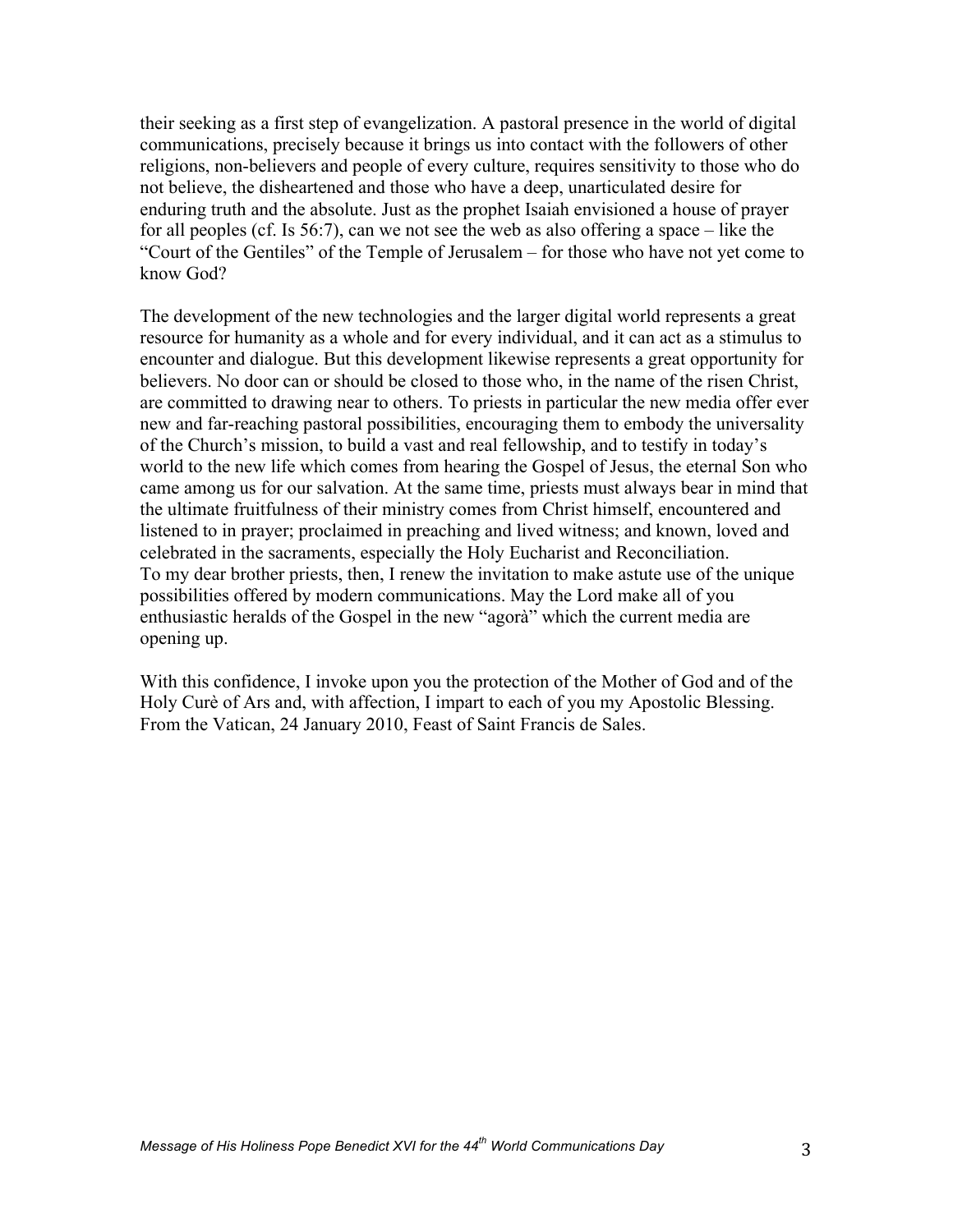their seeking as a first step of evangelization. A pastoral presence in the world of digital communications, precisely because it brings us into contact with the followers of other religions, non-believers and people of every culture, requires sensitivity to those who do not believe, the disheartened and those who have a deep, unarticulated desire for enduring truth and the absolute. Just as the prophet Isaiah envisioned a house of prayer for all peoples (cf. Is 56:7), can we not see the web as also offering a space – like the "Court of the Gentiles" of the Temple of Jerusalem – for those who have not yet come to know God?

The development of the new technologies and the larger digital world represents a great resource for humanity as a whole and for every individual, and it can act as a stimulus to encounter and dialogue. But this development likewise represents a great opportunity for believers. No door can or should be closed to those who, in the name of the risen Christ, are committed to drawing near to others. To priests in particular the new media offer ever new and far-reaching pastoral possibilities, encouraging them to embody the universality of the Church's mission, to build a vast and real fellowship, and to testify in today's world to the new life which comes from hearing the Gospel of Jesus, the eternal Son who came among us for our salvation. At the same time, priests must always bear in mind that the ultimate fruitfulness of their ministry comes from Christ himself, encountered and listened to in prayer; proclaimed in preaching and lived witness; and known, loved and celebrated in the sacraments, especially the Holy Eucharist and Reconciliation.
To my dear brother priests, then, I renew the invitation to make astute use of the unique possibilities offered by modern communications. May the Lord make all of you enthusiastic heralds of the Gospel in the new "agorà" which the current media are opening up.

With this confidence, I invoke upon you the protection of the Mother of God and of the Holy Curè of Ars and, with affection, I impart to each of you my Apostolic Blessing.
From the Vatican, 24 January 2010, Feast of Saint Francis de Sales.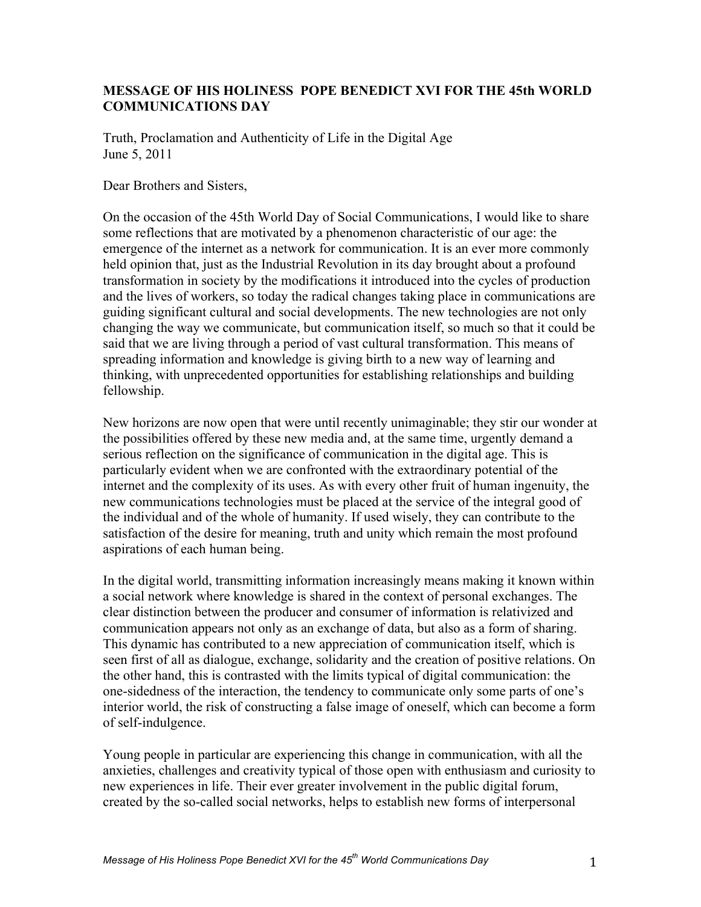**MESSAGE OF HIS HOLINESS POPE BENEDICT XVI FOR THE 45th WORLD COMMUNICATIONS DAY**

Truth, Proclamation and Authenticity of Life in the Digital Age
June 5, 2011

Dear Brothers and Sisters,

On the occasion of the 45th World Day of Social Communications, I would like to share some reflections that are motivated by a phenomenon characteristic of our age: the emergence of the internet as a network for communication. It is an ever more commonly held opinion that, just as the Industrial Revolution in its day brought about a profound transformation in society by the modifications it introduced into the cycles of production and the lives of workers, so today the radical changes taking place in communications are guiding significant cultural and social developments. The new technologies are not only changing the way we communicate, but communication itself, so much so that it could be said that we are living through a period of vast cultural transformation. This means of spreading information and knowledge is giving birth to a new way of learning and thinking, with unprecedented opportunities for establishing relationships and building fellowship.

New horizons are now open that were until recently unimaginable; they stir our wonder at the possibilities offered by these new media and, at the same time, urgently demand a serious reflection on the significance of communication in the digital age. This is particularly evident when we are confronted with the extraordinary potential of the internet and the complexity of its uses. As with every other fruit of human ingenuity, the new communications technologies must be placed at the service of the integral good of the individual and of the whole of humanity. If used wisely, they can contribute to the satisfaction of the desire for meaning, truth and unity which remain the most profound aspirations of each human being.

In the digital world, transmitting information increasingly means making it known within a social network where knowledge is shared in the context of personal exchanges. The clear distinction between the producer and consumer of information is relativized and communication appears not only as an exchange of data, but also as a form of sharing. This dynamic has contributed to a new appreciation of communication itself, which is seen first of all as dialogue, exchange, solidarity and the creation of positive relations. On the other hand, this is contrasted with the limits typical of digital communication: the one-sidedness of the interaction, the tendency to communicate only some parts of one's interior world, the risk of constructing a false image of oneself, which can become a form of self-indulgence.

Young people in particular are experiencing this change in communication, with all the anxieties, challenges and creativity typical of those open with enthusiasm and curiosity to new experiences in life. Their ever greater involvement in the public digital forum, created by the so-called social networks, helps to establish new forms of interpersonal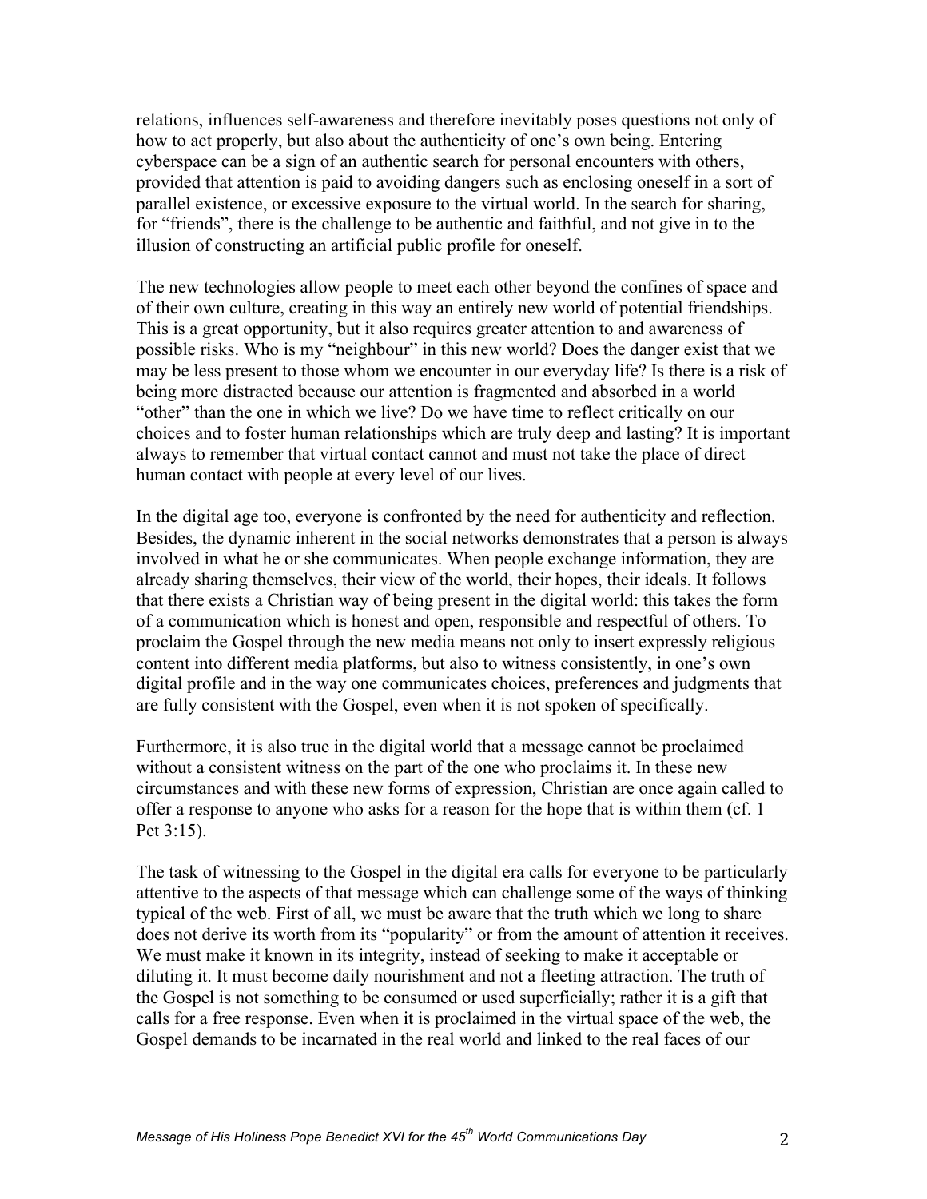relations, influences self-awareness and therefore inevitably poses questions not only of how to act properly, but also about the authenticity of one's own being. Entering cyberspace can be a sign of an authentic search for personal encounters with others, provided that attention is paid to avoiding dangers such as enclosing oneself in a sort of parallel existence, or excessive exposure to the virtual world. In the search for sharing, for "friends", there is the challenge to be authentic and faithful, and not give in to the illusion of constructing an artificial public profile for oneself.

The new technologies allow people to meet each other beyond the confines of space and of their own culture, creating in this way an entirely new world of potential friendships. This is a great opportunity, but it also requires greater attention to and awareness of possible risks. Who is my "neighbour" in this new world? Does the danger exist that we may be less present to those whom we encounter in our everyday life? Is there is a risk of being more distracted because our attention is fragmented and absorbed in a world "other" than the one in which we live? Do we have time to reflect critically on our choices and to foster human relationships which are truly deep and lasting? It is important always to remember that virtual contact cannot and must not take the place of direct human contact with people at every level of our lives.

In the digital age too, everyone is confronted by the need for authenticity and reflection. Besides, the dynamic inherent in the social networks demonstrates that a person is always involved in what he or she communicates. When people exchange information, they are already sharing themselves, their view of the world, their hopes, their ideals. It follows that there exists a Christian way of being present in the digital world: this takes the form of a communication which is honest and open, responsible and respectful of others. To proclaim the Gospel through the new media means not only to insert expressly religious content into different media platforms, but also to witness consistently, in one's own digital profile and in the way one communicates choices, preferences and judgments that are fully consistent with the Gospel, even when it is not spoken of specifically.

Furthermore, it is also true in the digital world that a message cannot be proclaimed without a consistent witness on the part of the one who proclaims it. In these new circumstances and with these new forms of expression, Christian are once again called to offer a response to anyone who asks for a reason for the hope that is within them (cf. 1 Pet 3:15).

The task of witnessing to the Gospel in the digital era calls for everyone to be particularly attentive to the aspects of that message which can challenge some of the ways of thinking typical of the web. First of all, we must be aware that the truth which we long to share does not derive its worth from its "popularity" or from the amount of attention it receives. We must make it known in its integrity, instead of seeking to make it acceptable or diluting it. It must become daily nourishment and not a fleeting attraction. The truth of the Gospel is not something to be consumed or used superficially; rather it is a gift that calls for a free response. Even when it is proclaimed in the virtual space of the web, the Gospel demands to be incarnated in the real world and linked to the real faces of our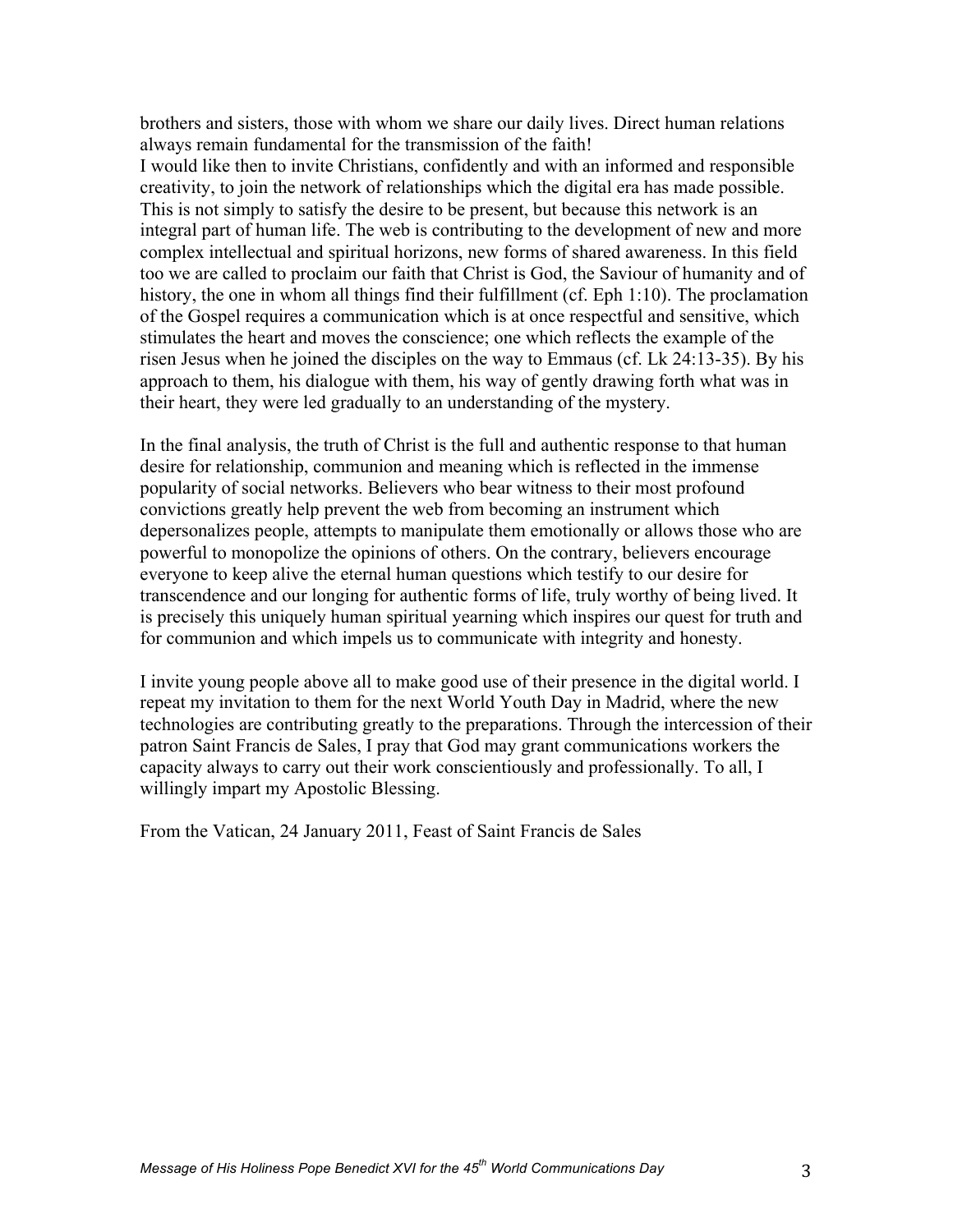brothers and sisters, those with whom we share our daily lives. Direct human relations always remain fundamental for the transmission of the faith!

I would like then to invite Christians, confidently and with an informed and responsible creativity, to join the network of relationships which the digital era has made possible. This is not simply to satisfy the desire to be present, but because this network is an integral part of human life. The web is contributing to the development of new and more complex intellectual and spiritual horizons, new forms of shared awareness. In this field too we are called to proclaim our faith that Christ is God, the Saviour of humanity and of history, the one in whom all things find their fulfillment (cf. Eph 1:10). The proclamation of the Gospel requires a communication which is at once respectful and sensitive, which stimulates the heart and moves the conscience; one which reflects the example of the risen Jesus when he joined the disciples on the way to Emmaus (cf. Lk 24:13-35). By his approach to them, his dialogue with them, his way of gently drawing forth what was in their heart, they were led gradually to an understanding of the mystery.

In the final analysis, the truth of Christ is the full and authentic response to that human desire for relationship, communion and meaning which is reflected in the immense popularity of social networks. Believers who bear witness to their most profound convictions greatly help prevent the web from becoming an instrument which depersonalizes people, attempts to manipulate them emotionally or allows those who are powerful to monopolize the opinions of others. On the contrary, believers encourage everyone to keep alive the eternal human questions which testify to our desire for transcendence and our longing for authentic forms of life, truly worthy of being lived. It is precisely this uniquely human spiritual yearning which inspires our quest for truth and for communion and which impels us to communicate with integrity and honesty.

I invite young people above all to make good use of their presence in the digital world. I repeat my invitation to them for the next World Youth Day in Madrid, where the new technologies are contributing greatly to the preparations. Through the intercession of their patron Saint Francis de Sales, I pray that God may grant communications workers the capacity always to carry out their work conscientiously and professionally. To all, I willingly impart my Apostolic Blessing.

From the Vatican, 24 January 2011, Feast of Saint Francis de Sales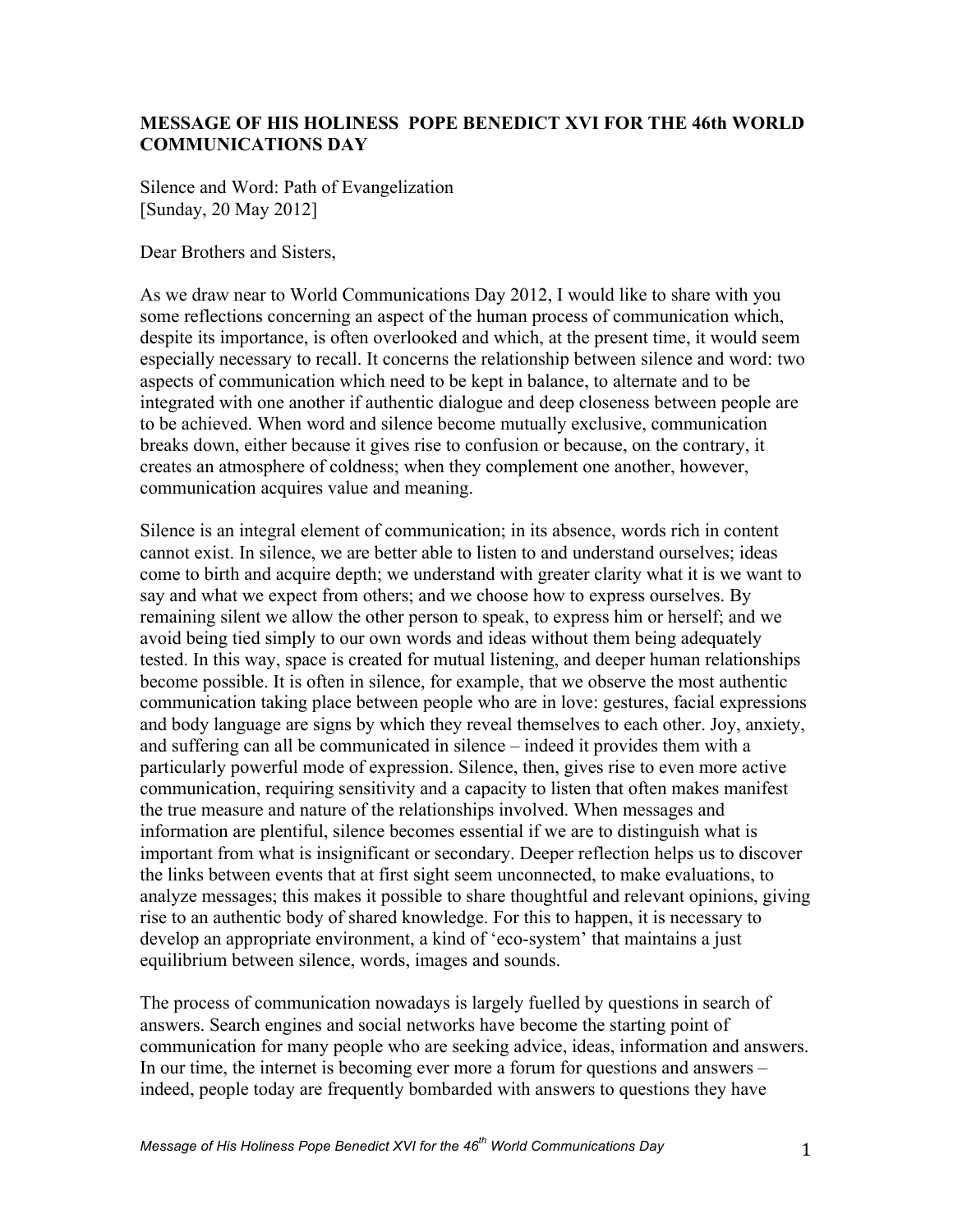**MESSAGE OF HIS HOLINESS POPE BENEDICT XVI FOR THE 46th WORLD COMMUNICATIONS DAY**

Silence and Word: Path of Evangelization
[Sunday, 20 May 2012]

Dear Brothers and Sisters,

As we draw near to World Communications Day 2012, I would like to share with you some reflections concerning an aspect of the human process of communication which, despite its importance, is often overlooked and which, at the present time, it would seem especially necessary to recall. It concerns the relationship between silence and word: two aspects of communication which need to be kept in balance, to alternate and to be integrated with one another if authentic dialogue and deep closeness between people are to be achieved. When word and silence become mutually exclusive, communication breaks down, either because it gives rise to confusion or because, on the contrary, it creates an atmosphere of coldness; when they complement one another, however, communication acquires value and meaning.

Silence is an integral element of communication; in its absence, words rich in content cannot exist. In silence, we are better able to listen to and understand ourselves; ideas come to birth and acquire depth; we understand with greater clarity what it is we want to say and what we expect from others; and we choose how to express ourselves. By remaining silent we allow the other person to speak, to express him or herself; and we avoid being tied simply to our own words and ideas without them being adequately tested. In this way, space is created for mutual listening, and deeper human relationships become possible. It is often in silence, for example, that we observe the most authentic communication taking place between people who are in love: gestures, facial expressions and body language are signs by which they reveal themselves to each other. Joy, anxiety, and suffering can all be communicated in silence – indeed it provides them with a particularly powerful mode of expression. Silence, then, gives rise to even more active communication, requiring sensitivity and a capacity to listen that often makes manifest the true measure and nature of the relationships involved. When messages and information are plentiful, silence becomes essential if we are to distinguish what is important from what is insignificant or secondary. Deeper reflection helps us to discover the links between events that at first sight seem unconnected, to make evaluations, to analyze messages; this makes it possible to share thoughtful and relevant opinions, giving rise to an authentic body of shared knowledge. For this to happen, it is necessary to develop an appropriate environment, a kind of 'eco-system' that maintains a just equilibrium between silence, words, images and sounds.

The process of communication nowadays is largely fuelled by questions in search of answers. Search engines and social networks have become the starting point of communication for many people who are seeking advice, ideas, information and answers. In our time, the internet is becoming ever more a forum for questions and answers – indeed, people today are frequently bombarded with answers to questions they have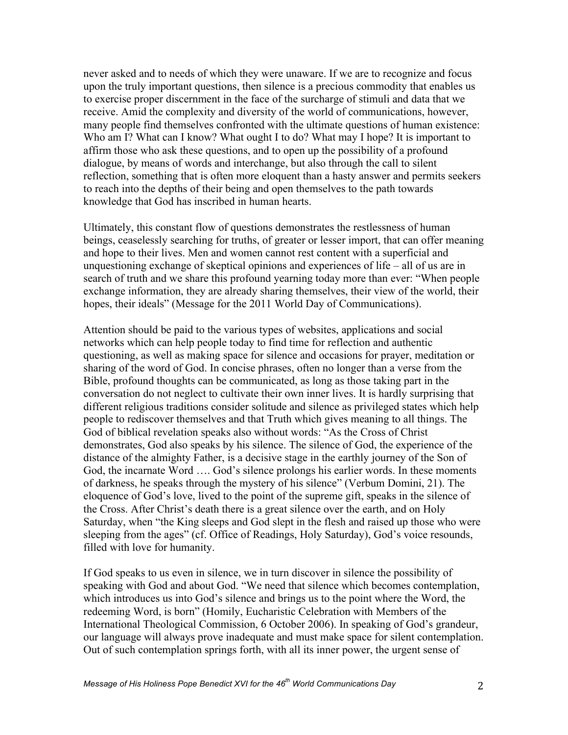never asked and to needs of which they were unaware. If we are to recognize and focus upon the truly important questions, then silence is a precious commodity that enables us to exercise proper discernment in the face of the surcharge of stimuli and data that we receive. Amid the complexity and diversity of the world of communications, however, many people find themselves confronted with the ultimate questions of human existence: Who am I? What can I know? What ought I to do? What may I hope? It is important to affirm those who ask these questions, and to open up the possibility of a profound dialogue, by means of words and interchange, but also through the call to silent reflection, something that is often more eloquent than a hasty answer and permits seekers to reach into the depths of their being and open themselves to the path towards knowledge that God has inscribed in human hearts.

Ultimately, this constant flow of questions demonstrates the restlessness of human beings, ceaselessly searching for truths, of greater or lesser import, that can offer meaning and hope to their lives. Men and women cannot rest content with a superficial and unquestioning exchange of skeptical opinions and experiences of life – all of us are in search of truth and we share this profound yearning today more than ever: "When people exchange information, they are already sharing themselves, their view of the world, their hopes, their ideals" (Message for the 2011 World Day of Communications).

Attention should be paid to the various types of websites, applications and social networks which can help people today to find time for reflection and authentic questioning, as well as making space for silence and occasions for prayer, meditation or sharing of the word of God. In concise phrases, often no longer than a verse from the Bible, profound thoughts can be communicated, as long as those taking part in the conversation do not neglect to cultivate their own inner lives. It is hardly surprising that different religious traditions consider solitude and silence as privileged states which help people to rediscover themselves and that Truth which gives meaning to all things. The God of biblical revelation speaks also without words: "As the Cross of Christ demonstrates, God also speaks by his silence. The silence of God, the experience of the distance of the almighty Father, is a decisive stage in the earthly journey of the Son of God, the incarnate Word …. God's silence prolongs his earlier words. In these moments of darkness, he speaks through the mystery of his silence" (Verbum Domini, 21). The eloquence of God's love, lived to the point of the supreme gift, speaks in the silence of the Cross. After Christ's death there is a great silence over the earth, and on Holy Saturday, when "the King sleeps and God slept in the flesh and raised up those who were sleeping from the ages" (cf. Office of Readings, Holy Saturday), God's voice resounds, filled with love for humanity.

If God speaks to us even in silence, we in turn discover in silence the possibility of speaking with God and about God. "We need that silence which becomes contemplation, which introduces us into God's silence and brings us to the point where the Word, the redeeming Word, is born" (Homily, Eucharistic Celebration with Members of the International Theological Commission, 6 October 2006). In speaking of God's grandeur, our language will always prove inadequate and must make space for silent contemplation. Out of such contemplation springs forth, with all its inner power, the urgent sense of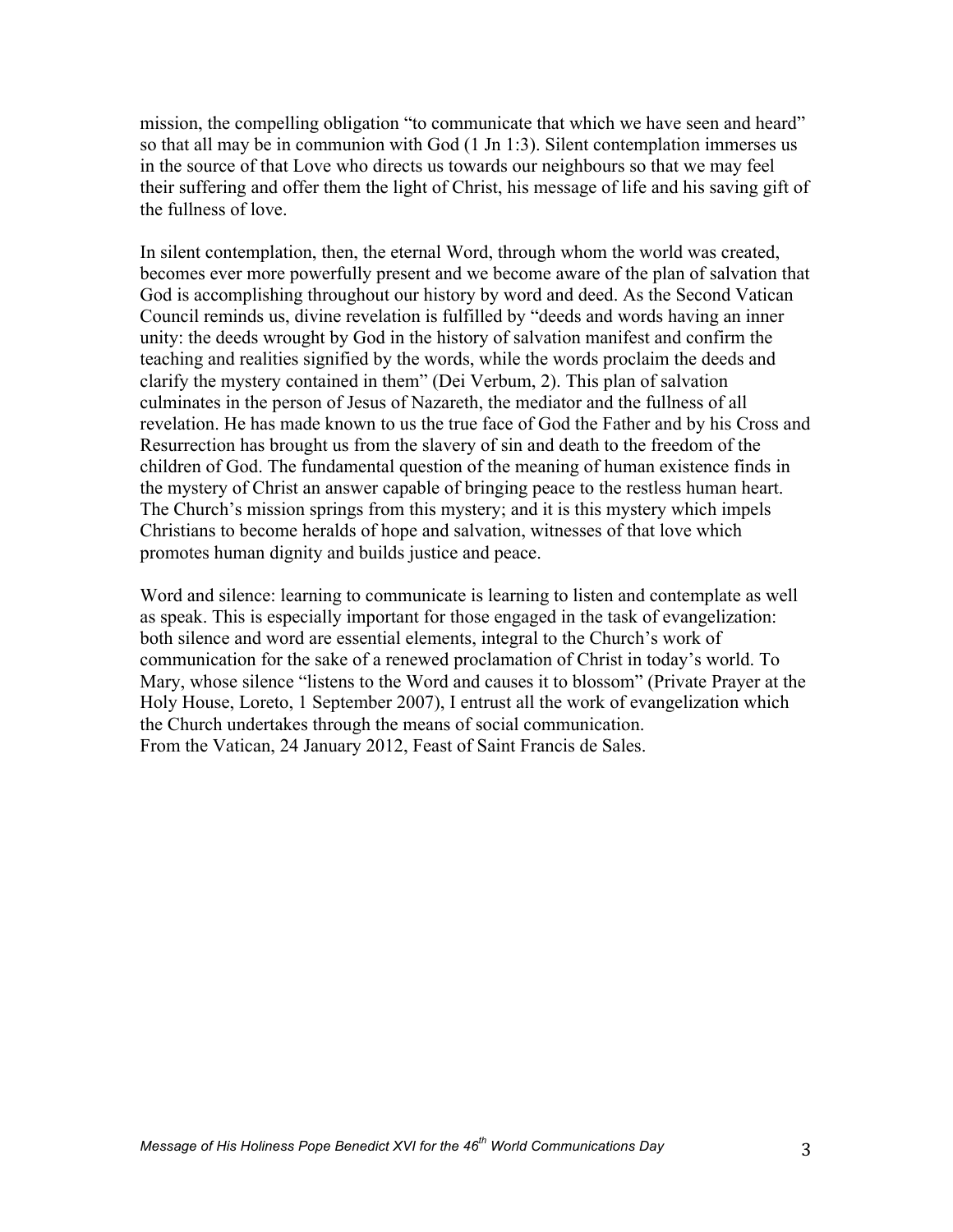mission, the compelling obligation "to communicate that which we have seen and heard" so that all may be in communion with God (1 Jn 1:3). Silent contemplation immerses us in the source of that Love who directs us towards our neighbours so that we may feel their suffering and offer them the light of Christ, his message of life and his saving gift of the fullness of love.

In silent contemplation, then, the eternal Word, through whom the world was created, becomes ever more powerfully present and we become aware of the plan of salvation that God is accomplishing throughout our history by word and deed. As the Second Vatican Council reminds us, divine revelation is fulfilled by "deeds and words having an inner unity: the deeds wrought by God in the history of salvation manifest and confirm the teaching and realities signified by the words, while the words proclaim the deeds and clarify the mystery contained in them" (Dei Verbum, 2). This plan of salvation culminates in the person of Jesus of Nazareth, the mediator and the fullness of all revelation. He has made known to us the true face of God the Father and by his Cross and Resurrection has brought us from the slavery of sin and death to the freedom of the children of God. The fundamental question of the meaning of human existence finds in the mystery of Christ an answer capable of bringing peace to the restless human heart. The Church's mission springs from this mystery; and it is this mystery which impels Christians to become heralds of hope and salvation, witnesses of that love which promotes human dignity and builds justice and peace.

Word and silence: learning to communicate is learning to listen and contemplate as well as speak. This is especially important for those engaged in the task of evangelization: both silence and word are essential elements, integral to the Church's work of communication for the sake of a renewed proclamation of Christ in today's world. To Mary, whose silence "listens to the Word and causes it to blossom" (Private Prayer at the Holy House, Loreto, 1 September 2007), I entrust all the work of evangelization which the Church undertakes through the means of social communication.
From the Vatican, 24 January 2012, Feast of Saint Francis de Sales.